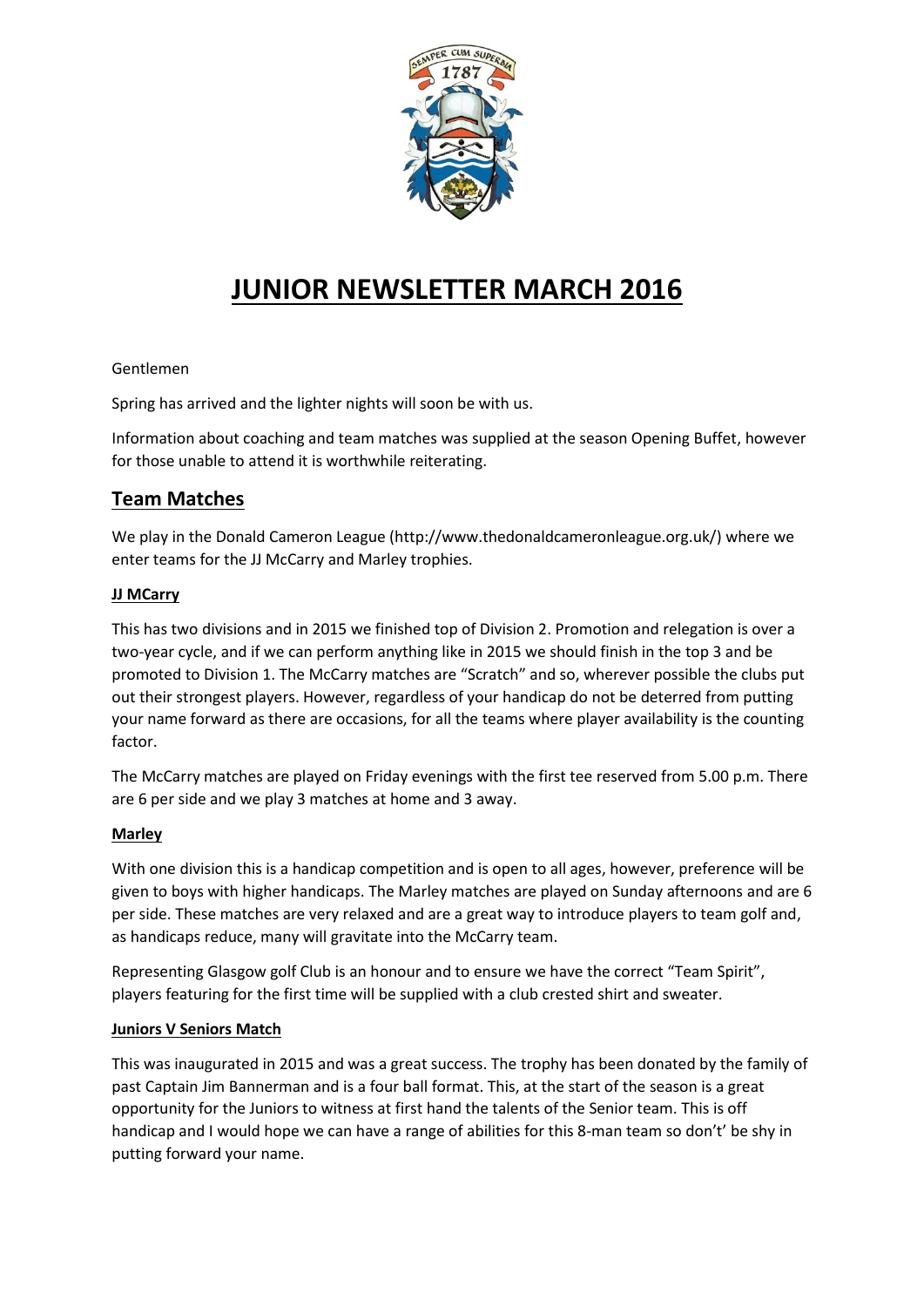# JUNIOR NEWSLETTER MARCH 2016

Gentlemen

Spring has arrived and the lighter nights will soon be with us.

Information about coaching and team matches was supplied at the season Opening Buffet, however for those unable to attend it is worthwhile reiterating.

## Team Matches

We play in the Donald Cameron League (http://www.thedonaldcameronleague.org.uk/) where we enter teams for the JJ McCarry and Marley trophies.

### JJ MCarry

This has two divisions and in 2015 we finished top of Division 2. Promotion and relegation is over a two-year cycle, and if we can perform anything like in 2015 we should finish in the top 3 and be promoted to Division 1. The McCarry matches are "Scratch" and so, wherever possible the clubs put out their strongest players. However, regardless of your handicap do not be deterred from putting your name forward as there are occasions, for all the teams where player availability is the counting factor.

The McCarry matches are played on Friday evenings with the first tee reserved from 5.00 p.m. There are 6 per side and we play 3 matches at home and 3 away.

### Marley

With one division this is a handicap competition and is open to all ages, however, preference will be given to boys with higher handicaps. The Marley matches are played on Sunday afternoons and are 6 per side. These matches are very relaxed and are a great way to introduce players to team golf and, as handicaps reduce, many will gravitate into the McCarry team.

Representing Glasgow golf Club is an honour and to ensure we have the correct "Team Spirit", players featuring for the first time will be supplied with a club crested shirt and sweater.

### Juniors V Seniors Match

This was inaugurated in 2015 and was a great success. The trophy has been donated by the family of past Captain Jim Bannerman and is a four ball format. This, at the start of the season is a great opportunity for the Juniors to witness at first hand the talents of the Senior team. This is off handicap and I would hope we can have a range of abilities for this 8-man team so don't' be shy in putting forward your name.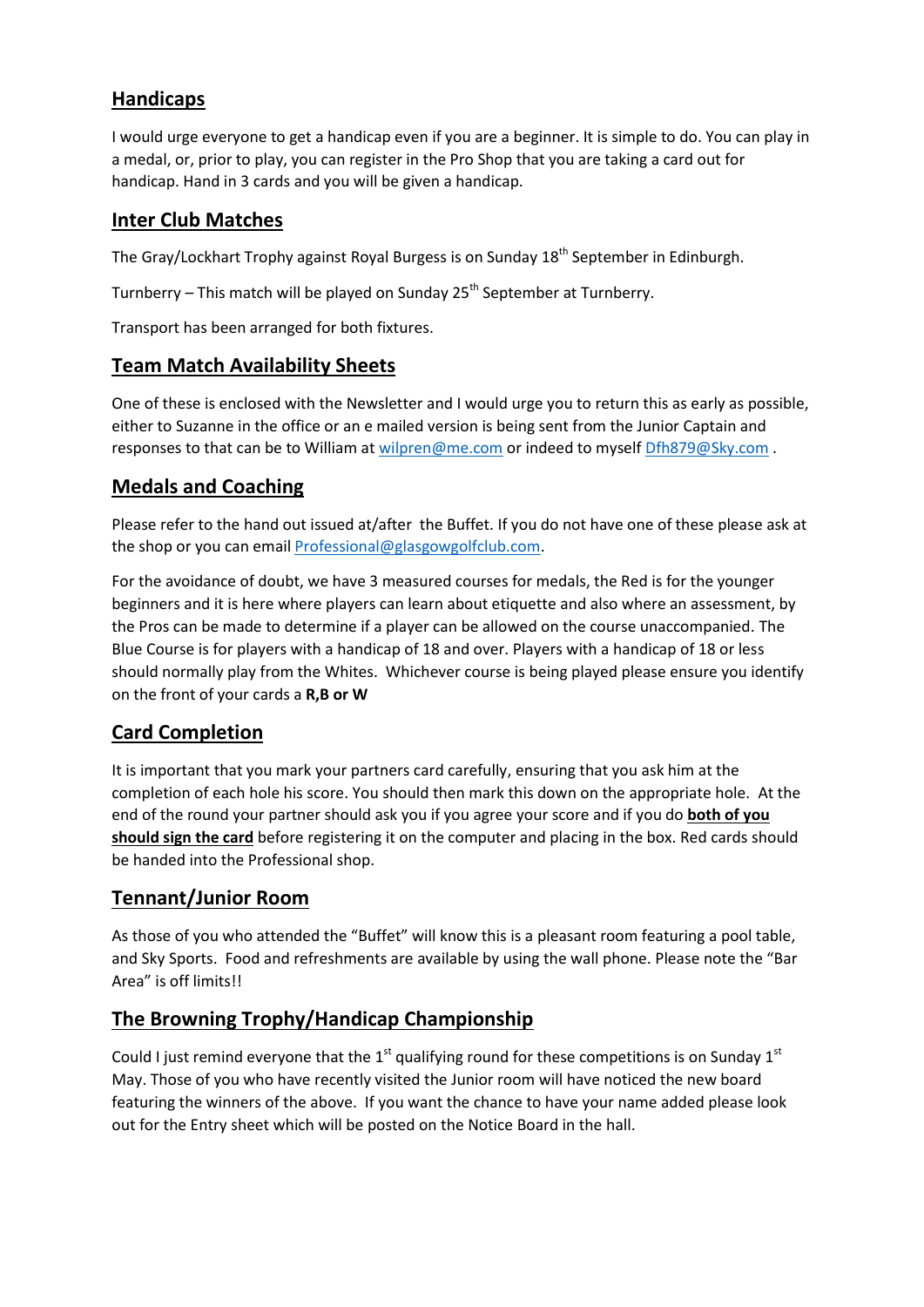## Handicaps

I would urge everyone to get a handicap even if you are a beginner. It is simple to do. You can play in a medal, or, prior to play, you can register in the Pro Shop that you are taking a card out for handicap. Hand in 3 cards and you will be given a handicap.

## Inter Club Matches

The Gray/Lockhart Trophy against Royal Burgess is on Sunday 18th September in Edinburgh.

Turnberry – This match will be played on Sunday 25th September at Turnberry.

Transport has been arranged for both fixtures.

## Team Match Availability Sheets

One of these is enclosed with the Newsletter and I would urge you to return this as early as possible, either to Suzanne in the office or an e mailed version is being sent from the Junior Captain and responses to that can be to William at wilpren@me.com or indeed to myself Dfh879@Sky.com .

## Medals and Coaching

Please refer to the hand out issued at/after the Buffet. If you do not have one of these please ask at the shop or you can email Professional@glasgowgolfclub.com.

For the avoidance of doubt, we have 3 measured courses for medals, the Red is for the younger beginners and it is here where players can learn about etiquette and also where an assessment, by the Pros can be made to determine if a player can be allowed on the course unaccompanied. The Blue Course is for players with a handicap of 18 and over. Players with a handicap of 18 or less should normally play from the Whites. Whichever course is being played please ensure you identify on the front of your cards a **R,B or W**

## Card Completion

It is important that you mark your partners card carefully, ensuring that you ask him at the completion of each hole his score. You should then mark this down on the appropriate hole. At the end of the round your partner should ask you if you agree your score and if you do **both of you should sign the card** before registering it on the computer and placing in the box. Red cards should be handed into the Professional shop.

## Tennant/Junior Room

As those of you who attended the "Buffet" will know this is a pleasant room featuring a pool table, and Sky Sports. Food and refreshments are available by using the wall phone. Please note the "Bar Area" is off limits!!

## The Browning Trophy/Handicap Championship

Could I just remind everyone that the 1st qualifying round for these competitions is on Sunday 1st May. Those of you who have recently visited the Junior room will have noticed the new board featuring the winners of the above. If you want the chance to have your name added please look out for the Entry sheet which will be posted on the Notice Board in the hall.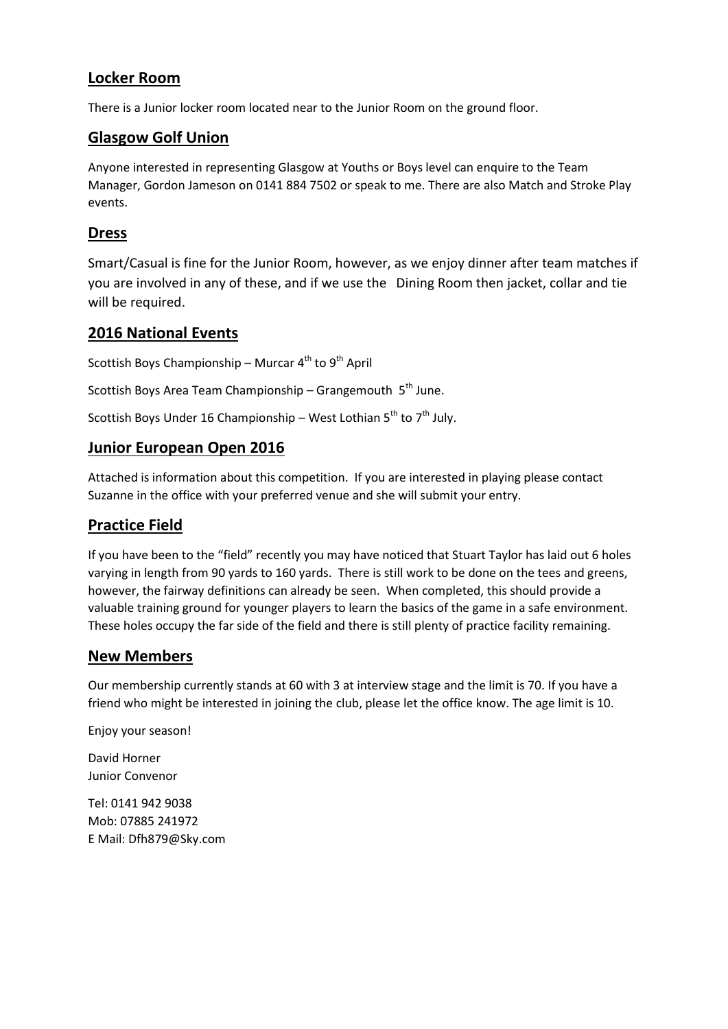## Locker Room

There is a Junior locker room located near to the Junior Room on the ground floor.

## Glasgow Golf Union

Anyone interested in representing Glasgow at Youths or Boys level can enquire to the Team Manager, Gordon Jameson on 0141 884 7502 or speak to me. There are also Match and Stroke Play events.

## Dress

Smart/Casual is fine for the Junior Room, however, as we enjoy dinner after team matches if you are involved in any of these, and if we use the Dining Room then jacket, collar and tie will be required.

## 2016 National Events

Scottish Boys Championship – Murcar 4th to 9th April

Scottish Boys Area Team Championship – Grangemouth 5th June.

Scottish Boys Under 16 Championship – West Lothian 5th to 7th July.

## Junior European Open 2016

Attached is information about this competition. If you are interested in playing please contact Suzanne in the office with your preferred venue and she will submit your entry.

## Practice Field

If you have been to the "field" recently you may have noticed that Stuart Taylor has laid out 6 holes varying in length from 90 yards to 160 yards. There is still work to be done on the tees and greens, however, the fairway definitions can already be seen. When completed, this should provide a valuable training ground for younger players to learn the basics of the game in a safe environment. These holes occupy the far side of the field and there is still plenty of practice facility remaining.

## New Members

Our membership currently stands at 60 with 3 at interview stage and the limit is 70. If you have a friend who might be interested in joining the club, please let the office know. The age limit is 10.

Enjoy your season!

David Horner
Junior Convenor

Tel: 0141 942 9038
Mob: 07885 241972
E Mail: Dfh879@Sky.com